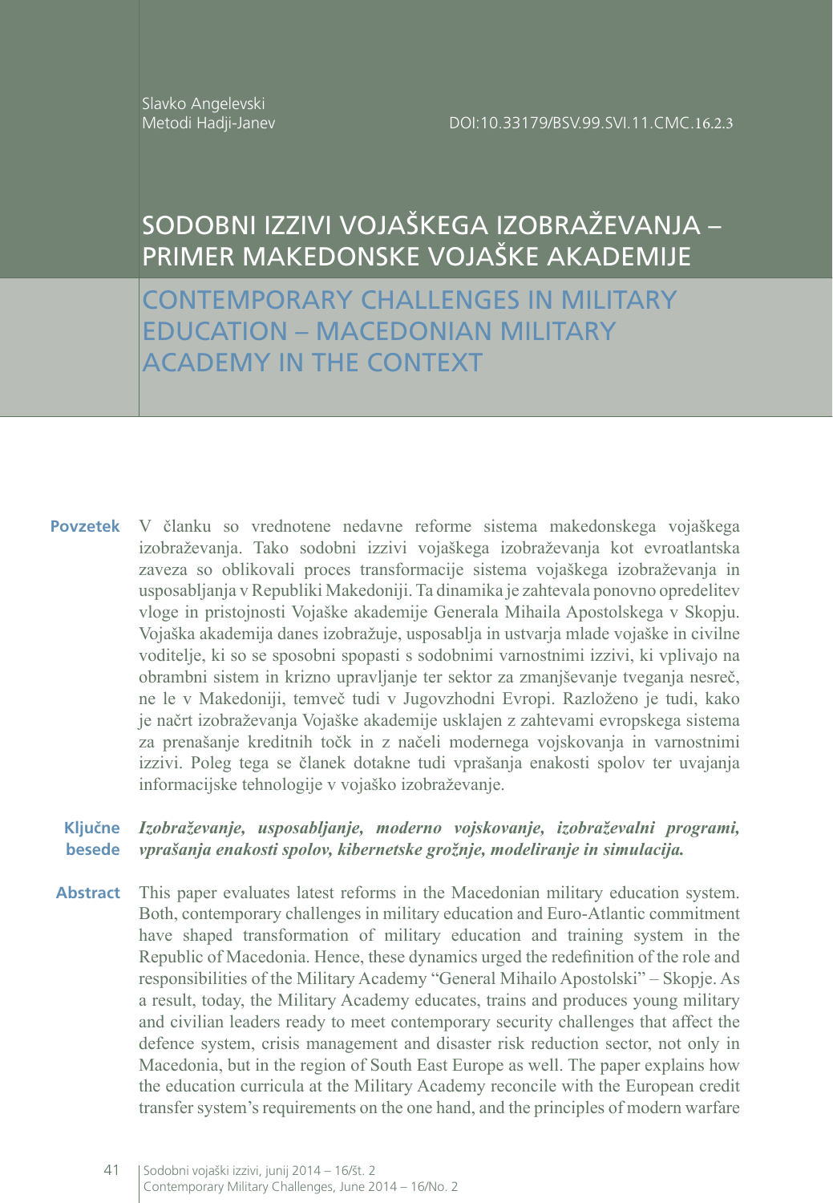Slavko Angelevski
Metodi Hadji-Janev

DOI:10.33179/BSV.99.SVI.11.CMC.16.2.3

# SODOBNI IZZIVI VOJAŠKEGA IZOBRAŽEVANJA – PRIMER MAKEDONSKE VOJAŠKE AKADEMIJE

# CONTEMPORARY CHALLENGES IN MILITARY EDUCATION – MACEDONIAN MILITARY ACADEMY IN THE CONTEXT

**Povzetek** V članku so vrednotene nedavne reforme sistema makedonskega vojaškega izobraževanja. Tako sodobni izzivi vojaškega izobraževanja kot evroatlantska zaveza so oblikovali proces transformacije sistema vojaškega izobraževanja in usposabljanja v Republiki Makedoniji. Ta dinamika je zahtevala ponovno opredelitev vloge in pristojnosti Vojaške akademije Generala Mihaila Apostolskega v Skopju. Vojaška akademija danes izobražuje, usposablja in ustvarja mlade vojaške in civilne voditelje, ki so se sposobni spopasti s sodobnimi varnostnimi izzivi, ki vplivajo na obrambni sistem in krizno upravljanje ter sektor za zmanjševanje tveganja nesreč, ne le v Makedoniji, temveč tudi v Jugovzhodni Evropi. Razloženo je tudi, kako je načrt izobraževanja Vojaške akademije usklajen z zahtevami evropskega sistema za prenašanje kreditnih točk in z načeli modernega vojskovanja in varnostnimi izzivi. Poleg tega se članek dotakne tudi vprašanja enakosti spolov ter uvajanja informacijske tehnologije v vojaško izobraževanje.

**Ključne besede** ***Izobraževanje, usposabljanje, moderno vojskovanje, izobraževalni programi, vprašanja enakosti spolov, kibernetske grožnje, modeliranje in simulacija.***

**Abstract** This paper evaluates latest reforms in the Macedonian military education system. Both, contemporary challenges in military education and Euro-Atlantic commitment have shaped transformation of military education and training system in the Republic of Macedonia. Hence, these dynamics urged the redefinition of the role and responsibilities of the Military Academy "General Mihailo Apostolski" – Skopje. As a result, today, the Military Academy educates, trains and produces young military and civilian leaders ready to meet contemporary security challenges that affect the defence system, crisis management and disaster risk reduction sector, not only in Macedonia, but in the region of South East Europe as well. The paper explains how the education curricula at the Military Academy reconcile with the European credit transfer system's requirements on the one hand, and the principles of modern warfare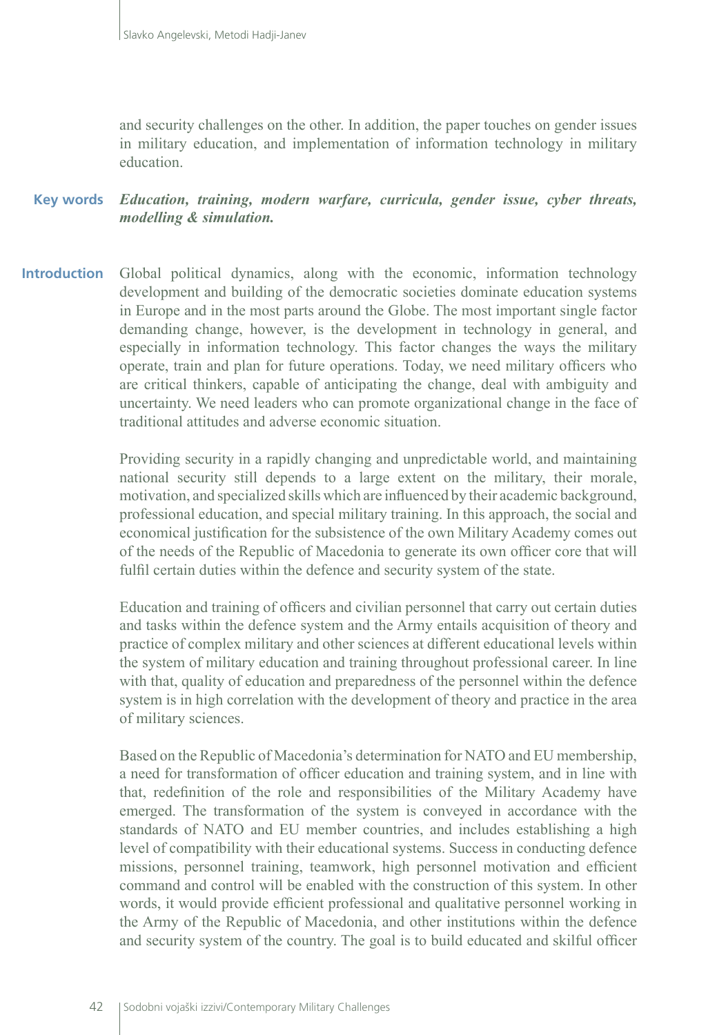and security challenges on the other. In addition, the paper touches on gender issues in military education, and implementation of information technology in military education.

**Key words** ***Education, training, modern warfare, curricula, gender issue, cyber threats, modelling & simulation.***

## Introduction

Global political dynamics, along with the economic, information technology development and building of the democratic societies dominate education systems in Europe and in the most parts around the Globe. The most important single factor demanding change, however, is the development in technology in general, and especially in information technology. This factor changes the ways the military operate, train and plan for future operations. Today, we need military officers who are critical thinkers, capable of anticipating the change, deal with ambiguity and uncertainty. We need leaders who can promote organizational change in the face of traditional attitudes and adverse economic situation.

Providing security in a rapidly changing and unpredictable world, and maintaining national security still depends to a large extent on the military, their morale, motivation, and specialized skills which are influenced by their academic background, professional education, and special military training. In this approach, the social and economical justification for the subsistence of the own Military Academy comes out of the needs of the Republic of Macedonia to generate its own officer core that will fulfil certain duties within the defence and security system of the state.

Education and training of officers and civilian personnel that carry out certain duties and tasks within the defence system and the Army entails acquisition of theory and practice of complex military and other sciences at different educational levels within the system of military education and training throughout professional career. In line with that, quality of education and preparedness of the personnel within the defence system is in high correlation with the development of theory and practice in the area of military sciences.

Based on the Republic of Macedonia's determination for NATO and EU membership, a need for transformation of officer education and training system, and in line with that, redefinition of the role and responsibilities of the Military Academy have emerged. The transformation of the system is conveyed in accordance with the standards of NATO and EU member countries, and includes establishing a high level of compatibility with their educational systems. Success in conducting defence missions, personnel training, teamwork, high personnel motivation and efficient command and control will be enabled with the construction of this system. In other words, it would provide efficient professional and qualitative personnel working in the Army of the Republic of Macedonia, and other institutions within the defence and security system of the country. The goal is to build educated and skilful officer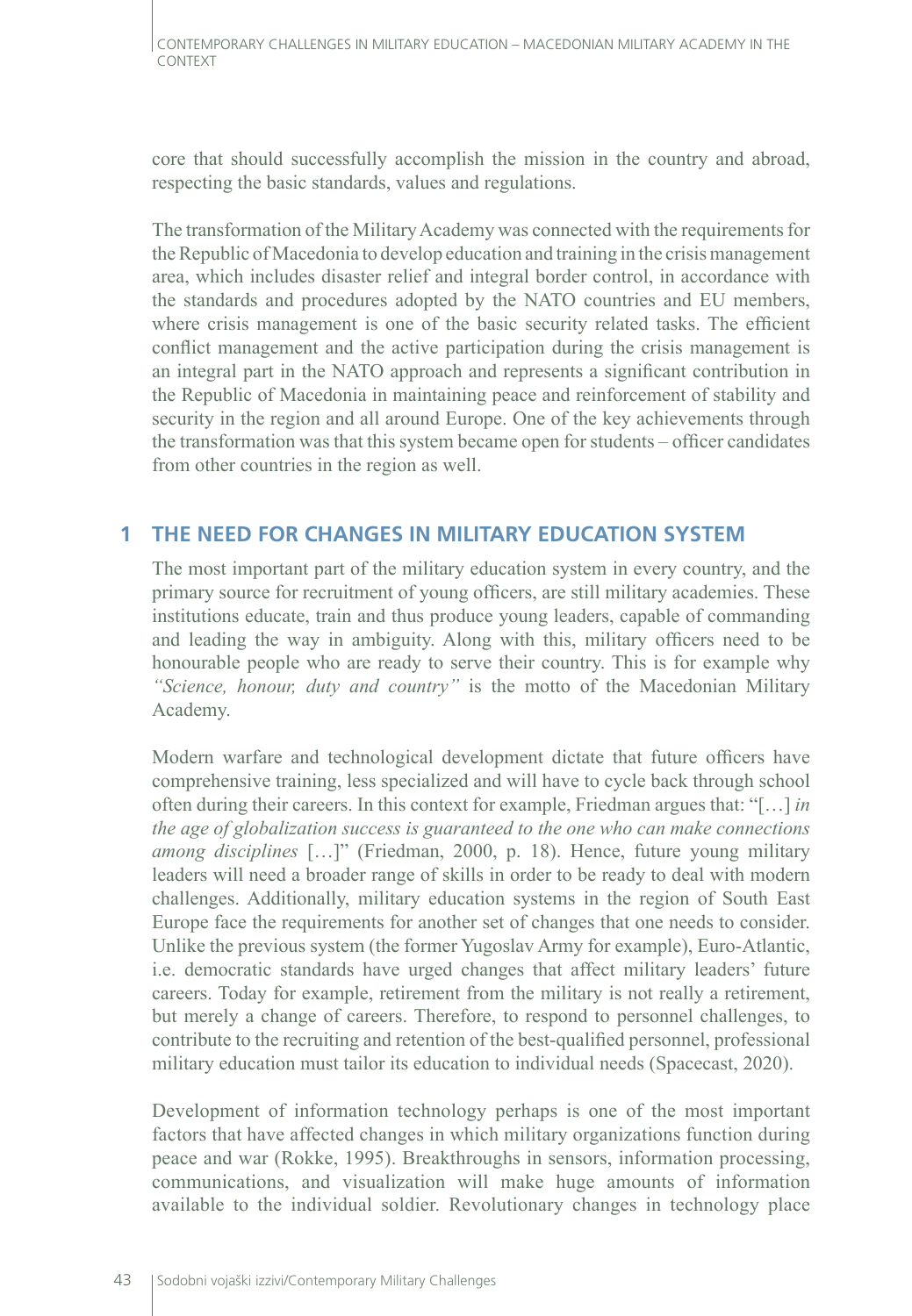core that should successfully accomplish the mission in the country and abroad, respecting the basic standards, values and regulations.

The transformation of the Military Academy was connected with the requirements for the Republic of Macedonia to develop education and training in the crisis management area, which includes disaster relief and integral border control, in accordance with the standards and procedures adopted by the NATO countries and EU members, where crisis management is one of the basic security related tasks. The efficient conflict management and the active participation during the crisis management is an integral part in the NATO approach and represents a significant contribution in the Republic of Macedonia in maintaining peace and reinforcement of stability and security in the region and all around Europe. One of the key achievements through the transformation was that this system became open for students – officer candidates from other countries in the region as well.

## 1 THE NEED FOR CHANGES IN MILITARY EDUCATION SYSTEM

The most important part of the military education system in every country, and the primary source for recruitment of young officers, are still military academies. These institutions educate, train and thus produce young leaders, capable of commanding and leading the way in ambiguity. Along with this, military officers need to be honourable people who are ready to serve their country. This is for example why *"Science, honour, duty and country"* is the motto of the Macedonian Military Academy.

Modern warfare and technological development dictate that future officers have comprehensive training, less specialized and will have to cycle back through school often during their careers. In this context for example, Friedman argues that: "[…] *in the age of globalization success is guaranteed to the one who can make connections among disciplines* […]" (Friedman, 2000, p. 18). Hence, future young military leaders will need a broader range of skills in order to be ready to deal with modern challenges. Additionally, military education systems in the region of South East Europe face the requirements for another set of changes that one needs to consider. Unlike the previous system (the former Yugoslav Army for example), Euro-Atlantic, i.e. democratic standards have urged changes that affect military leaders' future careers. Today for example, retirement from the military is not really a retirement, but merely a change of careers. Therefore, to respond to personnel challenges, to contribute to the recruiting and retention of the best-qualified personnel, professional military education must tailor its education to individual needs (Spacecast, 2020).

Development of information technology perhaps is one of the most important factors that have affected changes in which military organizations function during peace and war (Rokke, 1995). Breakthroughs in sensors, information processing, communications, and visualization will make huge amounts of information available to the individual soldier. Revolutionary changes in technology place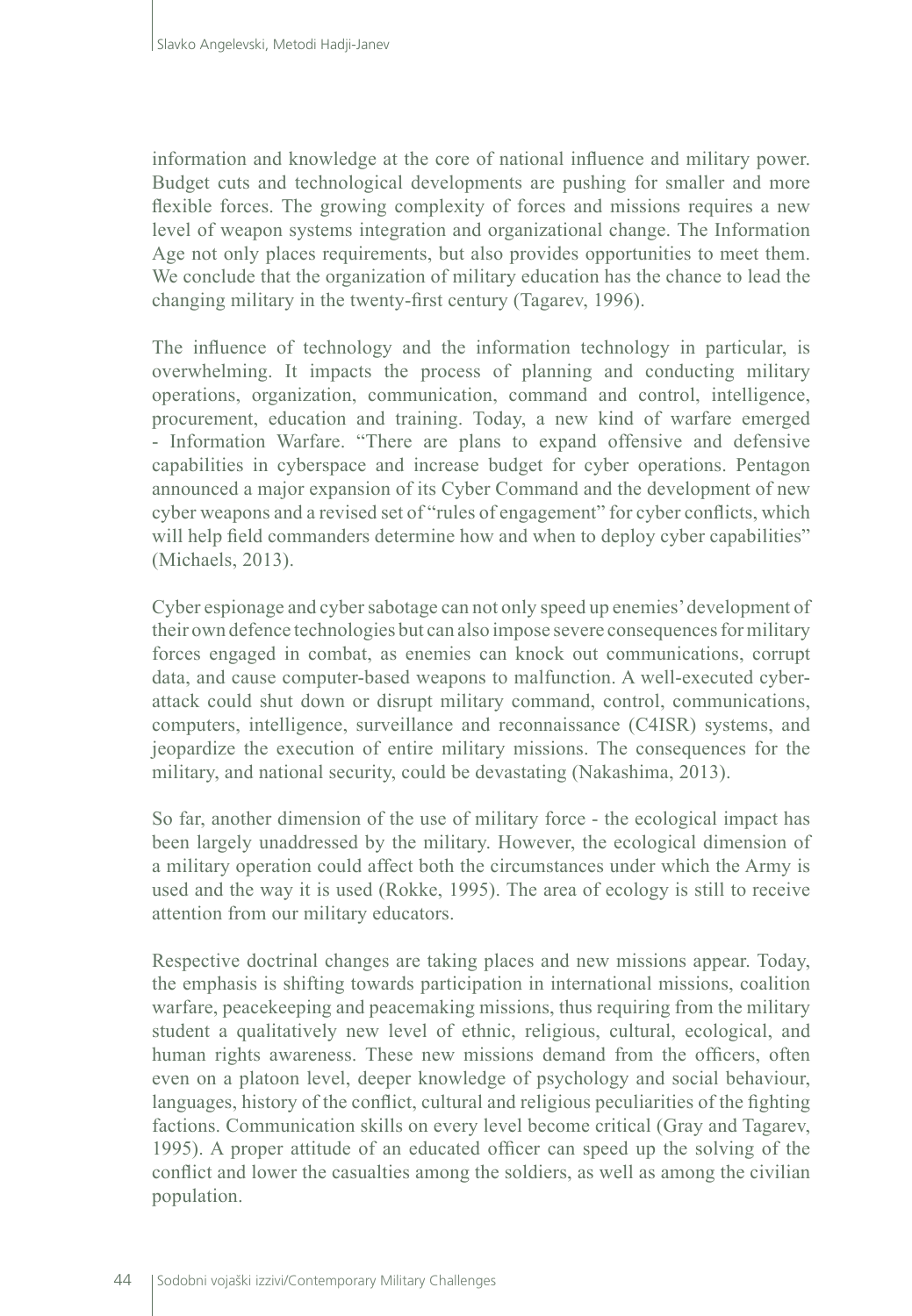information and knowledge at the core of national influence and military power. Budget cuts and technological developments are pushing for smaller and more flexible forces. The growing complexity of forces and missions requires a new level of weapon systems integration and organizational change. The Information Age not only places requirements, but also provides opportunities to meet them. We conclude that the organization of military education has the chance to lead the changing military in the twenty-first century (Tagarev, 1996).

The influence of technology and the information technology in particular, is overwhelming. It impacts the process of planning and conducting military operations, organization, communication, command and control, intelligence, procurement, education and training. Today, a new kind of warfare emerged - Information Warfare. "There are plans to expand offensive and defensive capabilities in cyberspace and increase budget for cyber operations. Pentagon announced a major expansion of its Cyber Command and the development of new cyber weapons and a revised set of "rules of engagement" for cyber conflicts, which will help field commanders determine how and when to deploy cyber capabilities" (Michaels, 2013).

Cyber espionage and cyber sabotage can not only speed up enemies' development of their own defence technologies but can also impose severe consequences for military forces engaged in combat, as enemies can knock out communications, corrupt data, and cause computer-based weapons to malfunction. A well-executed cyber-attack could shut down or disrupt military command, control, communications, computers, intelligence, surveillance and reconnaissance (C4ISR) systems, and jeopardize the execution of entire military missions. The consequences for the military, and national security, could be devastating (Nakashima, 2013).

So far, another dimension of the use of military force - the ecological impact has been largely unaddressed by the military. However, the ecological dimension of a military operation could affect both the circumstances under which the Army is used and the way it is used (Rokke, 1995). The area of ecology is still to receive attention from our military educators.

Respective doctrinal changes are taking places and new missions appear. Today, the emphasis is shifting towards participation in international missions, coalition warfare, peacekeeping and peacemaking missions, thus requiring from the military student a qualitatively new level of ethnic, religious, cultural, ecological, and human rights awareness. These new missions demand from the officers, often even on a platoon level, deeper knowledge of psychology and social behaviour, languages, history of the conflict, cultural and religious peculiarities of the fighting factions. Communication skills on every level become critical (Gray and Tagarev, 1995). A proper attitude of an educated officer can speed up the solving of the conflict and lower the casualties among the soldiers, as well as among the civilian population.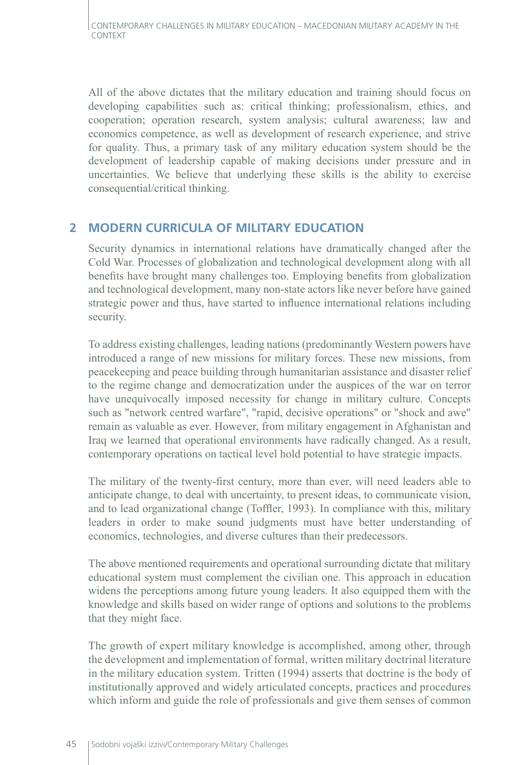All of the above dictates that the military education and training should focus on developing capabilities such as: critical thinking; professionalism, ethics, and cooperation; operation research, system analysis; cultural awareness; law and economics competence, as well as development of research experience, and strive for quality. Thus, a primary task of any military education system should be the development of leadership capable of making decisions under pressure and in uncertainties. We believe that underlying these skills is the ability to exercise consequential/critical thinking.

## 2 MODERN CURRICULA OF MILITARY EDUCATION

Security dynamics in international relations have dramatically changed after the Cold War. Processes of globalization and technological development along with all benefits have brought many challenges too. Employing benefits from globalization and technological development, many non-state actors like never before have gained strategic power and thus, have started to influence international relations including security.

To address existing challenges, leading nations (predominantly Western powers have introduced a range of new missions for military forces. These new missions, from peacekeeping and peace building through humanitarian assistance and disaster relief to the regime change and democratization under the auspices of the war on terror have unequivocally imposed necessity for change in military culture. Concepts such as "network centred warfare", "rapid, decisive operations" or "shock and awe" remain as valuable as ever. However, from military engagement in Afghanistan and Iraq we learned that operational environments have radically changed. As a result, contemporary operations on tactical level hold potential to have strategic impacts.

The military of the twenty-first century, more than ever, will need leaders able to anticipate change, to deal with uncertainty, to present ideas, to communicate vision, and to lead organizational change (Toffler, 1993). In compliance with this, military leaders in order to make sound judgments must have better understanding of economics, technologies, and diverse cultures than their predecessors.

The above mentioned requirements and operational surrounding dictate that military educational system must complement the civilian one. This approach in education widens the perceptions among future young leaders. It also equipped them with the knowledge and skills based on wider range of options and solutions to the problems that they might face.

The growth of expert military knowledge is accomplished, among other, through the development and implementation of formal, written military doctrinal literature in the military education system. Tritten (1994) asserts that doctrine is the body of institutionally approved and widely articulated concepts, practices and procedures which inform and guide the role of professionals and give them senses of common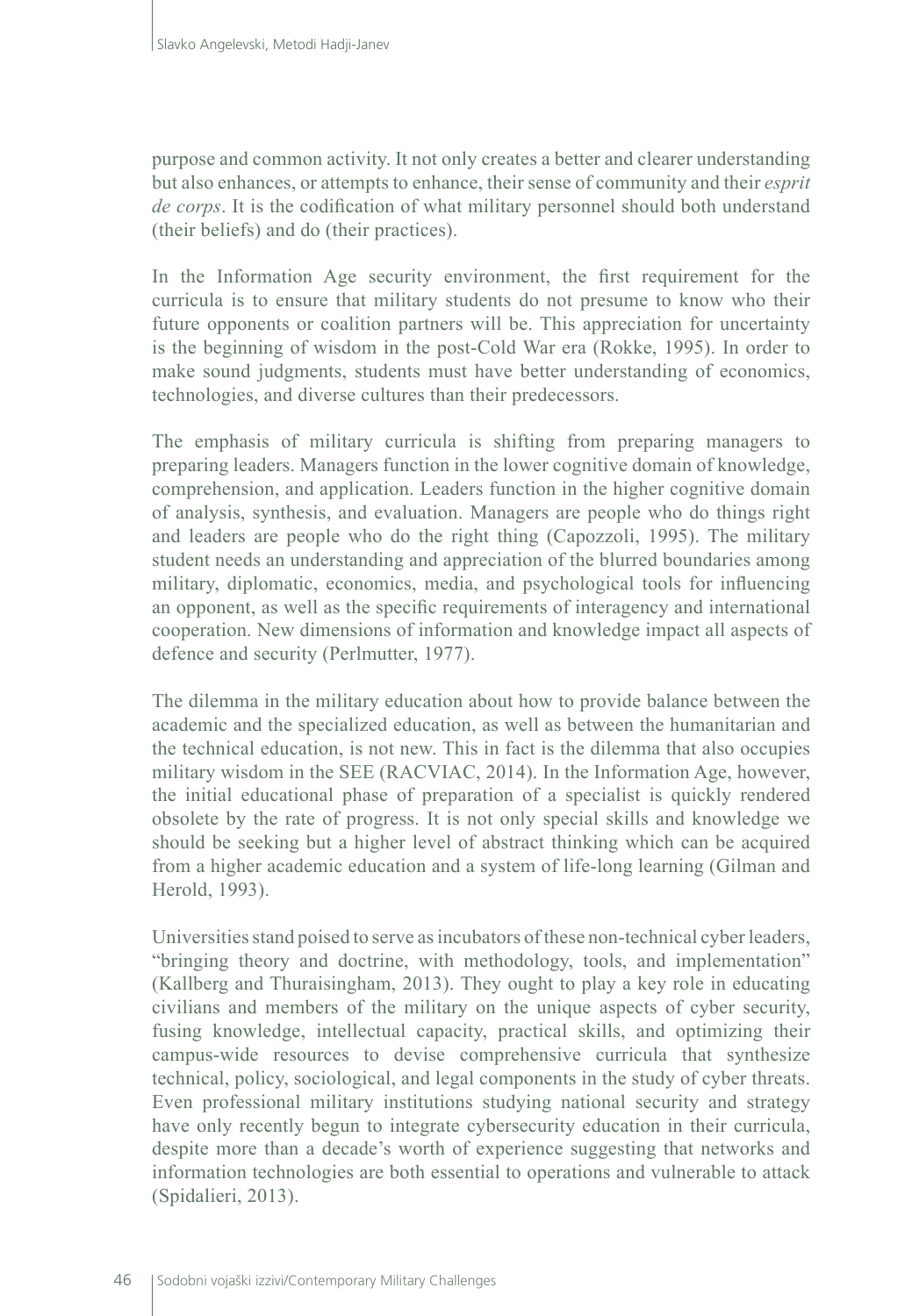purpose and common activity. It not only creates a better and clearer understanding but also enhances, or attempts to enhance, their sense of community and their *esprit de corps*. It is the codification of what military personnel should both understand (their beliefs) and do (their practices).

In the Information Age security environment, the first requirement for the curricula is to ensure that military students do not presume to know who their future opponents or coalition partners will be. This appreciation for uncertainty is the beginning of wisdom in the post-Cold War era (Rokke, 1995). In order to make sound judgments, students must have better understanding of economics, technologies, and diverse cultures than their predecessors.

The emphasis of military curricula is shifting from preparing managers to preparing leaders. Managers function in the lower cognitive domain of knowledge, comprehension, and application. Leaders function in the higher cognitive domain of analysis, synthesis, and evaluation. Managers are people who do things right and leaders are people who do the right thing (Capozzoli, 1995). The military student needs an understanding and appreciation of the blurred boundaries among military, diplomatic, economics, media, and psychological tools for influencing an opponent, as well as the specific requirements of interagency and international cooperation. New dimensions of information and knowledge impact all aspects of defence and security (Perlmutter, 1977).

The dilemma in the military education about how to provide balance between the academic and the specialized education, as well as between the humanitarian and the technical education, is not new. This in fact is the dilemma that also occupies military wisdom in the SEE (RACVIAC, 2014). In the Information Age, however, the initial educational phase of preparation of a specialist is quickly rendered obsolete by the rate of progress. It is not only special skills and knowledge we should be seeking but a higher level of abstract thinking which can be acquired from a higher academic education and a system of life-long learning (Gilman and Herold, 1993).

Universities stand poised to serve as incubators of these non-technical cyber leaders, "bringing theory and doctrine, with methodology, tools, and implementation" (Kallberg and Thuraisingham, 2013). They ought to play a key role in educating civilians and members of the military on the unique aspects of cyber security, fusing knowledge, intellectual capacity, practical skills, and optimizing their campus-wide resources to devise comprehensive curricula that synthesize technical, policy, sociological, and legal components in the study of cyber threats. Even professional military institutions studying national security and strategy have only recently begun to integrate cybersecurity education in their curricula, despite more than a decade's worth of experience suggesting that networks and information technologies are both essential to operations and vulnerable to attack (Spidalieri, 2013).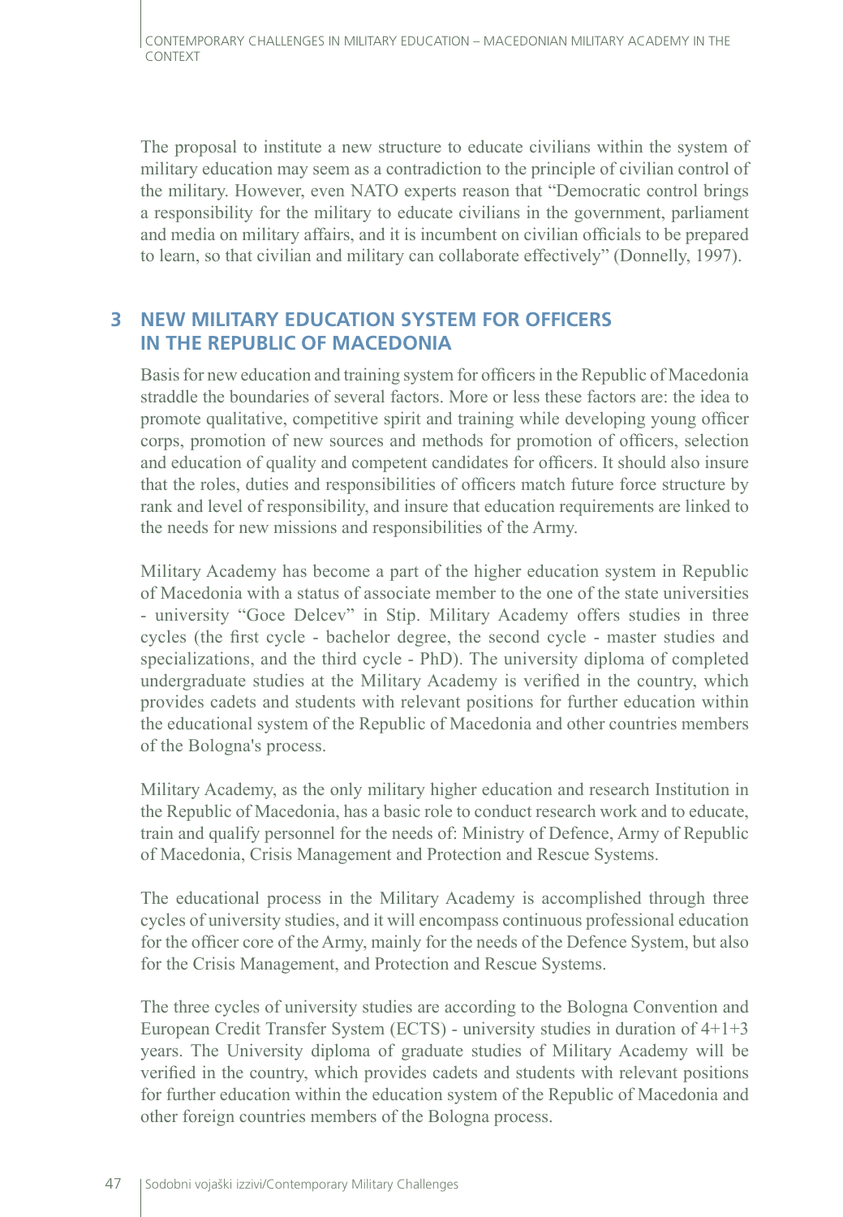The proposal to institute a new structure to educate civilians within the system of military education may seem as a contradiction to the principle of civilian control of the military. However, even NATO experts reason that "Democratic control brings a responsibility for the military to educate civilians in the government, parliament and media on military affairs, and it is incumbent on civilian officials to be prepared to learn, so that civilian and military can collaborate effectively" (Donnelly, 1997).

## 3 NEW MILITARY EDUCATION SYSTEM FOR OFFICERS IN THE REPUBLIC OF MACEDONIA

Basis for new education and training system for officers in the Republic of Macedonia straddle the boundaries of several factors. More or less these factors are: the idea to promote qualitative, competitive spirit and training while developing young officer corps, promotion of new sources and methods for promotion of officers, selection and education of quality and competent candidates for officers. It should also insure that the roles, duties and responsibilities of officers match future force structure by rank and level of responsibility, and insure that education requirements are linked to the needs for new missions and responsibilities of the Army.

Military Academy has become a part of the higher education system in Republic of Macedonia with a status of associate member to the one of the state universities - university "Goce Delcev" in Stip. Military Academy offers studies in three cycles (the first cycle - bachelor degree, the second cycle - master studies and specializations, and the third cycle - PhD). The university diploma of completed undergraduate studies at the Military Academy is verified in the country, which provides cadets and students with relevant positions for further education within the educational system of the Republic of Macedonia and other countries members of the Bologna's process.

Military Academy, as the only military higher education and research Institution in the Republic of Macedonia, has a basic role to conduct research work and to educate, train and qualify personnel for the needs of: Ministry of Defence, Army of Republic of Macedonia, Crisis Management and Protection and Rescue Systems.

The educational process in the Military Academy is accomplished through three cycles of university studies, and it will encompass continuous professional education for the officer core of the Army, mainly for the needs of the Defence System, but also for the Crisis Management, and Protection and Rescue Systems.

The three cycles of university studies are according to the Bologna Convention and European Credit Transfer System (ECTS) - university studies in duration of 4+1+3 years. The University diploma of graduate studies of Military Academy will be verified in the country, which provides cadets and students with relevant positions for further education within the education system of the Republic of Macedonia and other foreign countries members of the Bologna process.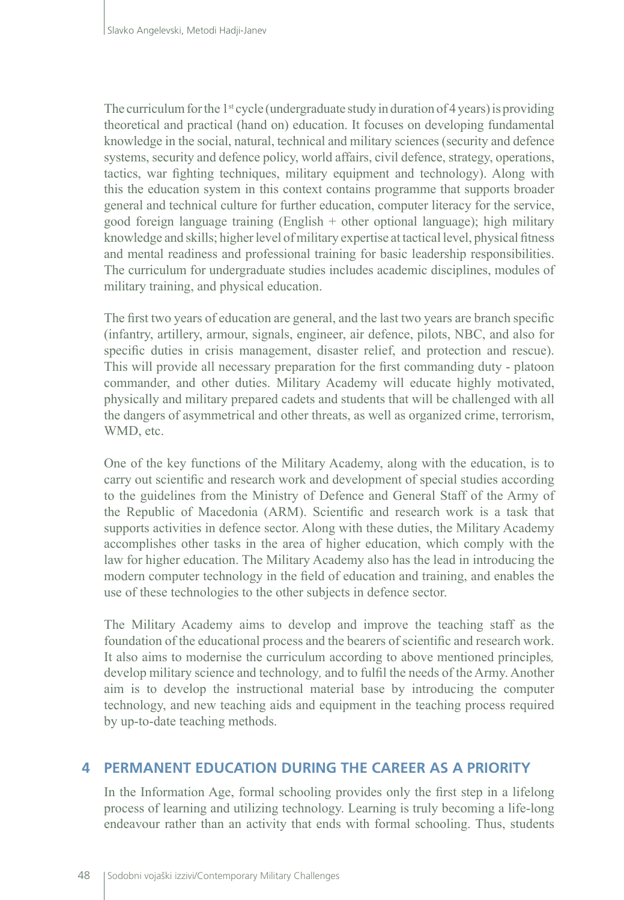The curriculum for the 1st cycle (undergraduate study in duration of 4 years) is providing theoretical and practical (hand on) education. It focuses on developing fundamental knowledge in the social, natural, technical and military sciences (security and defence systems, security and defence policy, world affairs, civil defence, strategy, operations, tactics, war fighting techniques, military equipment and technology). Along with this the education system in this context contains programme that supports broader general and technical culture for further education, computer literacy for the service, good foreign language training (English + other optional language); high military knowledge and skills; higher level of military expertise at tactical level, physical fitness and mental readiness and professional training for basic leadership responsibilities. The curriculum for undergraduate studies includes academic disciplines, modules of military training, and physical education.

The first two years of education are general, and the last two years are branch specific (infantry, artillery, armour, signals, engineer, air defence, pilots, NBC, and also for specific duties in crisis management, disaster relief, and protection and rescue). This will provide all necessary preparation for the first commanding duty - platoon commander, and other duties. Military Academy will educate highly motivated, physically and military prepared cadets and students that will be challenged with all the dangers of asymmetrical and other threats, as well as organized crime, terrorism, WMD, etc.

One of the key functions of the Military Academy, along with the education, is to carry out scientific and research work and development of special studies according to the guidelines from the Ministry of Defence and General Staff of the Army of the Republic of Macedonia (ARM). Scientific and research work is a task that supports activities in defence sector. Along with these duties, the Military Academy accomplishes other tasks in the area of higher education, which comply with the law for higher education. The Military Academy also has the lead in introducing the modern computer technology in the field of education and training, and enables the use of these technologies to the other subjects in defence sector.

The Military Academy aims to develop and improve the teaching staff as the foundation of the educational process and the bearers of scientific and research work. It also aims to modernise the curriculum according to above mentioned principles, develop military science and technology, and to fulfil the needs of the Army. Another aim is to develop the instructional material base by introducing the computer technology, and new teaching aids and equipment in the teaching process required by up-to-date teaching methods.

## 4 PERMANENT EDUCATION DURING THE CAREER AS A PRIORITY

In the Information Age, formal schooling provides only the first step in a lifelong process of learning and utilizing technology. Learning is truly becoming a life-long endeavour rather than an activity that ends with formal schooling. Thus, students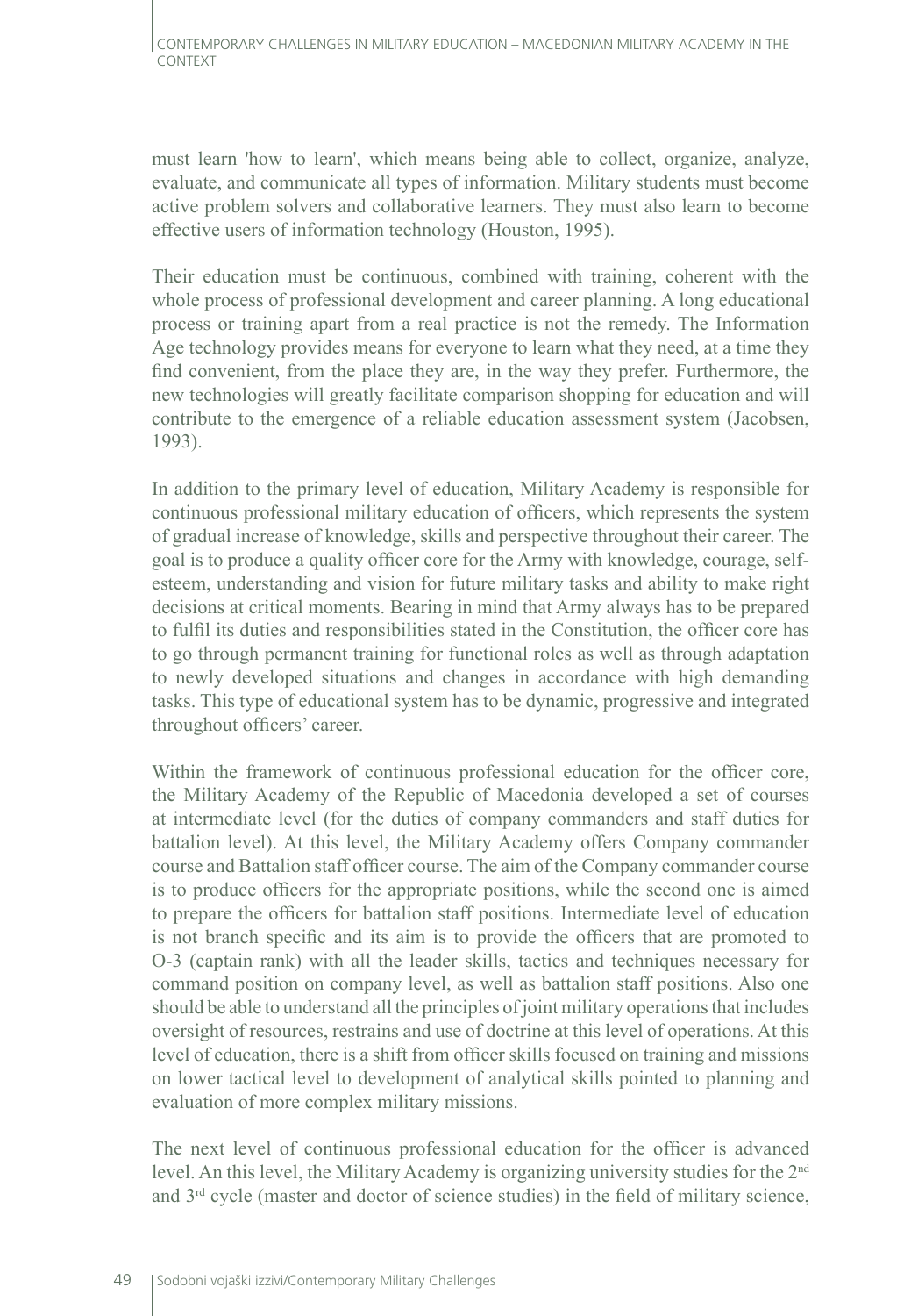must learn 'how to learn', which means being able to collect, organize, analyze, evaluate, and communicate all types of information. Military students must become active problem solvers and collaborative learners. They must also learn to become effective users of information technology (Houston, 1995).

Their education must be continuous, combined with training, coherent with the whole process of professional development and career planning. A long educational process or training apart from a real practice is not the remedy. The Information Age technology provides means for everyone to learn what they need, at a time they find convenient, from the place they are, in the way they prefer. Furthermore, the new technologies will greatly facilitate comparison shopping for education and will contribute to the emergence of a reliable education assessment system (Jacobsen, 1993).

In addition to the primary level of education, Military Academy is responsible for continuous professional military education of officers, which represents the system of gradual increase of knowledge, skills and perspective throughout their career. The goal is to produce a quality officer core for the Army with knowledge, courage, self-esteem, understanding and vision for future military tasks and ability to make right decisions at critical moments. Bearing in mind that Army always has to be prepared to fulfil its duties and responsibilities stated in the Constitution, the officer core has to go through permanent training for functional roles as well as through adaptation to newly developed situations and changes in accordance with high demanding tasks. This type of educational system has to be dynamic, progressive and integrated throughout officers' career.

Within the framework of continuous professional education for the officer core, the Military Academy of the Republic of Macedonia developed a set of courses at intermediate level (for the duties of company commanders and staff duties for battalion level). At this level, the Military Academy offers Company commander course and Battalion staff officer course. The aim of the Company commander course is to produce officers for the appropriate positions, while the second one is aimed to prepare the officers for battalion staff positions. Intermediate level of education is not branch specific and its aim is to provide the officers that are promoted to O-3 (captain rank) with all the leader skills, tactics and techniques necessary for command position on company level, as well as battalion staff positions. Also one should be able to understand all the principles of joint military operations that includes oversight of resources, restrains and use of doctrine at this level of operations. At this level of education, there is a shift from officer skills focused on training and missions on lower tactical level to development of analytical skills pointed to planning and evaluation of more complex military missions.

The next level of continuous professional education for the officer is advanced level. An this level, the Military Academy is organizing university studies for the 2nd and 3rd cycle (master and doctor of science studies) in the field of military science,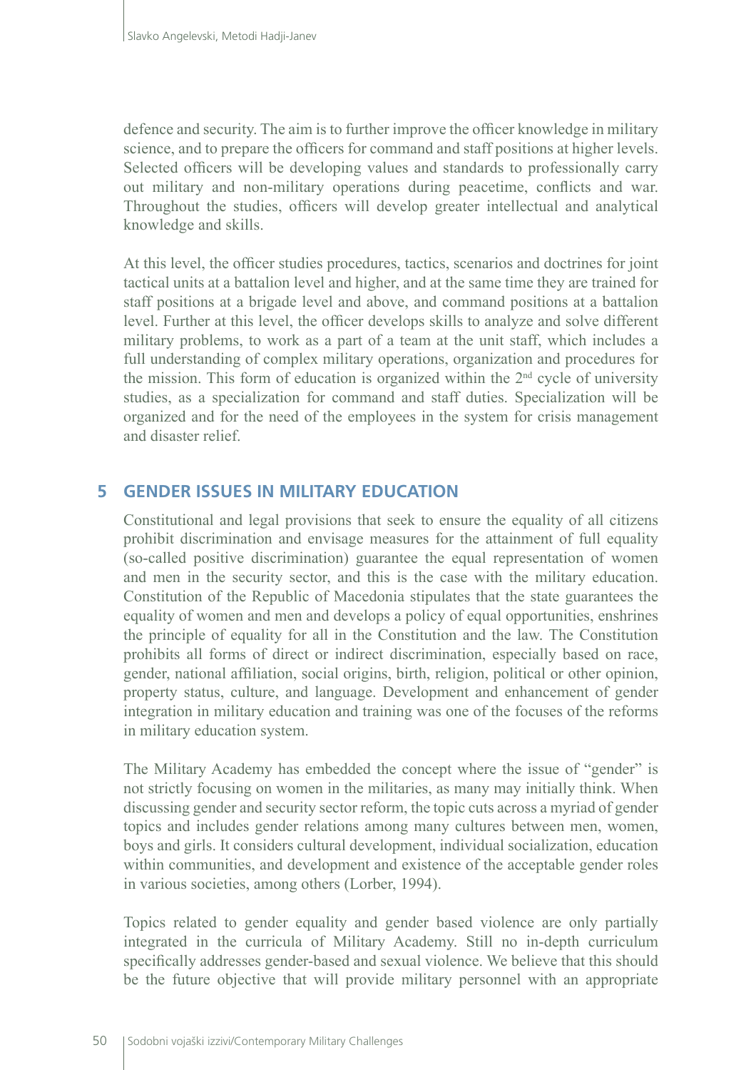defence and security. The aim is to further improve the officer knowledge in military science, and to prepare the officers for command and staff positions at higher levels. Selected officers will be developing values and standards to professionally carry out military and non-military operations during peacetime, conflicts and war. Throughout the studies, officers will develop greater intellectual and analytical knowledge and skills.

At this level, the officer studies procedures, tactics, scenarios and doctrines for joint tactical units at a battalion level and higher, and at the same time they are trained for staff positions at a brigade level and above, and command positions at a battalion level. Further at this level, the officer develops skills to analyze and solve different military problems, to work as a part of a team at the unit staff, which includes a full understanding of complex military operations, organization and procedures for the mission. This form of education is organized within the 2nd cycle of university studies, as a specialization for command and staff duties. Specialization will be organized and for the need of the employees in the system for crisis management and disaster relief.

## 5 GENDER ISSUES IN MILITARY EDUCATION

Constitutional and legal provisions that seek to ensure the equality of all citizens prohibit discrimination and envisage measures for the attainment of full equality (so-called positive discrimination) guarantee the equal representation of women and men in the security sector, and this is the case with the military education. Constitution of the Republic of Macedonia stipulates that the state guarantees the equality of women and men and develops a policy of equal opportunities, enshrines the principle of equality for all in the Constitution and the law. The Constitution prohibits all forms of direct or indirect discrimination, especially based on race, gender, national affiliation, social origins, birth, religion, political or other opinion, property status, culture, and language. Development and enhancement of gender integration in military education and training was one of the focuses of the reforms in military education system.

The Military Academy has embedded the concept where the issue of "gender" is not strictly focusing on women in the militaries, as many may initially think. When discussing gender and security sector reform, the topic cuts across a myriad of gender topics and includes gender relations among many cultures between men, women, boys and girls. It considers cultural development, individual socialization, education within communities, and development and existence of the acceptable gender roles in various societies, among others (Lorber, 1994).

Topics related to gender equality and gender based violence are only partially integrated in the curricula of Military Academy. Still no in-depth curriculum specifically addresses gender-based and sexual violence. We believe that this should be the future objective that will provide military personnel with an appropriate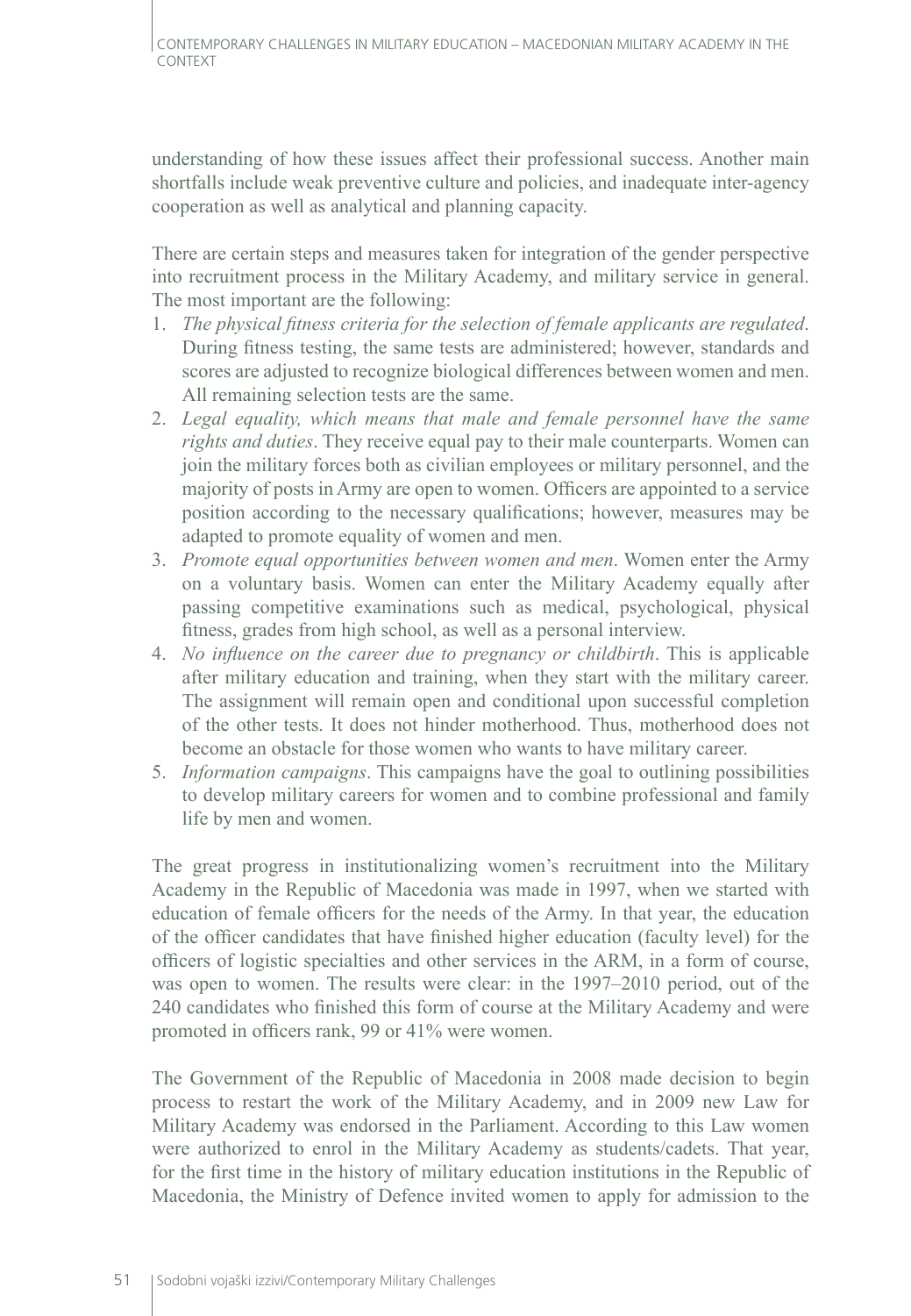understanding of how these issues affect their professional success. Another main shortfalls include weak preventive culture and policies, and inadequate inter-agency cooperation as well as analytical and planning capacity.

There are certain steps and measures taken for integration of the gender perspective into recruitment process in the Military Academy, and military service in general. The most important are the following:

1. *The physical fitness criteria for the selection of female applicants are regulated*. During fitness testing, the same tests are administered; however, standards and scores are adjusted to recognize biological differences between women and men. All remaining selection tests are the same.
2. *Legal equality, which means that male and female personnel have the same rights and duties*. They receive equal pay to their male counterparts. Women can join the military forces both as civilian employees or military personnel, and the majority of posts in Army are open to women. Officers are appointed to a service position according to the necessary qualifications; however, measures may be adapted to promote equality of women and men.
3. *Promote equal opportunities between women and men*. Women enter the Army on a voluntary basis. Women can enter the Military Academy equally after passing competitive examinations such as medical, psychological, physical fitness, grades from high school, as well as a personal interview.
4. *No influence on the career due to pregnancy or childbirth*. This is applicable after military education and training, when they start with the military career. The assignment will remain open and conditional upon successful completion of the other tests. It does not hinder motherhood. Thus, motherhood does not become an obstacle for those women who wants to have military career.
5. *Information campaigns*. This campaigns have the goal to outlining possibilities to develop military careers for women and to combine professional and family life by men and women.

The great progress in institutionalizing women's recruitment into the Military Academy in the Republic of Macedonia was made in 1997, when we started with education of female officers for the needs of the Army. In that year, the education of the officer candidates that have finished higher education (faculty level) for the officers of logistic specialties and other services in the ARM, in a form of course, was open to women. The results were clear: in the 1997–2010 period, out of the 240 candidates who finished this form of course at the Military Academy and were promoted in officers rank, 99 or 41% were women.

The Government of the Republic of Macedonia in 2008 made decision to begin process to restart the work of the Military Academy, and in 2009 new Law for Military Academy was endorsed in the Parliament. According to this Law women were authorized to enrol in the Military Academy as students/cadets. That year, for the first time in the history of military education institutions in the Republic of Macedonia, the Ministry of Defence invited women to apply for admission to the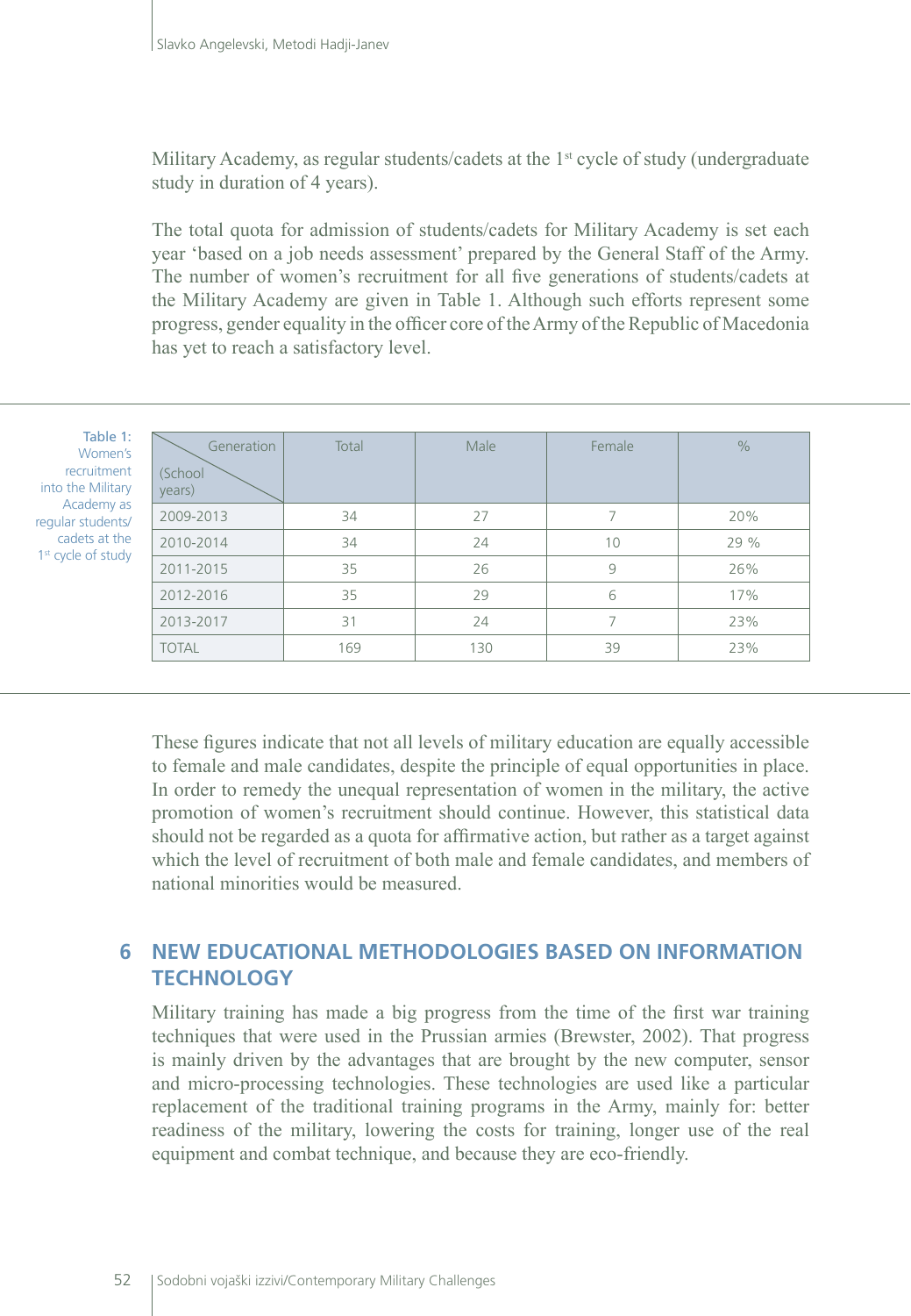Military Academy, as regular students/cadets at the 1st cycle of study (undergraduate study in duration of 4 years).

The total quota for admission of students/cadets for Military Academy is set each year 'based on a job needs assessment' prepared by the General Staff of the Army. The number of women's recruitment for all five generations of students/cadets at the Military Academy are given in Table 1. Although such efforts represent some progress, gender equality in the officer core of the Army of the Republic of Macedonia has yet to reach a satisfactory level.

Table 1: Women's recruitment into the Military Academy as regular students/cadets at the 1st cycle of study

| Generation / (School years) | Total | Male | Female | % |
|---|---|---|---|---|
| 2009-2013 | 34 | 27 | 7 | 20% |
| 2010-2014 | 34 | 24 | 10 | 29 % |
| 2011-2015 | 35 | 26 | 9 | 26% |
| 2012-2016 | 35 | 29 | 6 | 17% |
| 2013-2017 | 31 | 24 | 7 | 23% |
| TOTAL | 169 | 130 | 39 | 23% |

These figures indicate that not all levels of military education are equally accessible to female and male candidates, despite the principle of equal opportunities in place. In order to remedy the unequal representation of women in the military, the active promotion of women's recruitment should continue. However, this statistical data should not be regarded as a quota for affirmative action, but rather as a target against which the level of recruitment of both male and female candidates, and members of national minorities would be measured.

## 6 NEW EDUCATIONAL METHODOLOGIES BASED ON INFORMATION TECHNOLOGY

Military training has made a big progress from the time of the first war training techniques that were used in the Prussian armies (Brewster, 2002). That progress is mainly driven by the advantages that are brought by the new computer, sensor and micro-processing technologies. These technologies are used like a particular replacement of the traditional training programs in the Army, mainly for: better readiness of the military, lowering the costs for training, longer use of the real equipment and combat technique, and because they are eco-friendly.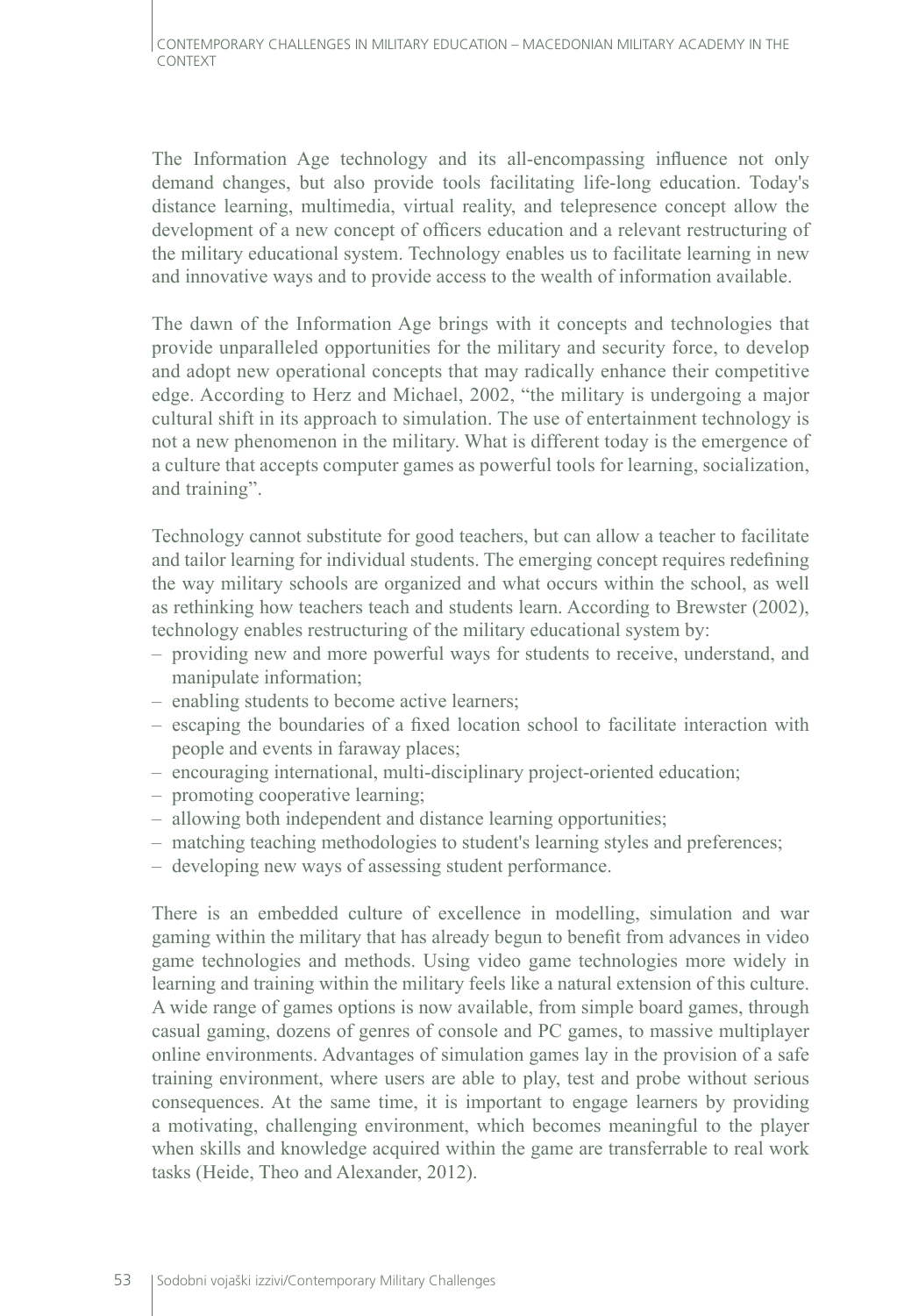The Information Age technology and its all-encompassing influence not only demand changes, but also provide tools facilitating life-long education. Today's distance learning, multimedia, virtual reality, and telepresence concept allow the development of a new concept of officers education and a relevant restructuring of the military educational system. Technology enables us to facilitate learning in new and innovative ways and to provide access to the wealth of information available.

The dawn of the Information Age brings with it concepts and technologies that provide unparalleled opportunities for the military and security force, to develop and adopt new operational concepts that may radically enhance their competitive edge. According to Herz and Michael, 2002, "the military is undergoing a major cultural shift in its approach to simulation. The use of entertainment technology is not a new phenomenon in the military. What is different today is the emergence of a culture that accepts computer games as powerful tools for learning, socialization, and training".

Technology cannot substitute for good teachers, but can allow a teacher to facilitate and tailor learning for individual students. The emerging concept requires redefining the way military schools are organized and what occurs within the school, as well as rethinking how teachers teach and students learn. According to Brewster (2002), technology enables restructuring of the military educational system by:

- providing new and more powerful ways for students to receive, understand, and manipulate information;
- enabling students to become active learners;
- escaping the boundaries of a fixed location school to facilitate interaction with people and events in faraway places;
- encouraging international, multi-disciplinary project-oriented education;
- promoting cooperative learning;
- allowing both independent and distance learning opportunities;
- matching teaching methodologies to student's learning styles and preferences;
- developing new ways of assessing student performance.

There is an embedded culture of excellence in modelling, simulation and war gaming within the military that has already begun to benefit from advances in video game technologies and methods. Using video game technologies more widely in learning and training within the military feels like a natural extension of this culture. A wide range of games options is now available, from simple board games, through casual gaming, dozens of genres of console and PC games, to massive multiplayer online environments. Advantages of simulation games lay in the provision of a safe training environment, where users are able to play, test and probe without serious consequences. At the same time, it is important to engage learners by providing a motivating, challenging environment, which becomes meaningful to the player when skills and knowledge acquired within the game are transferrable to real work tasks (Heide, Theo and Alexander, 2012).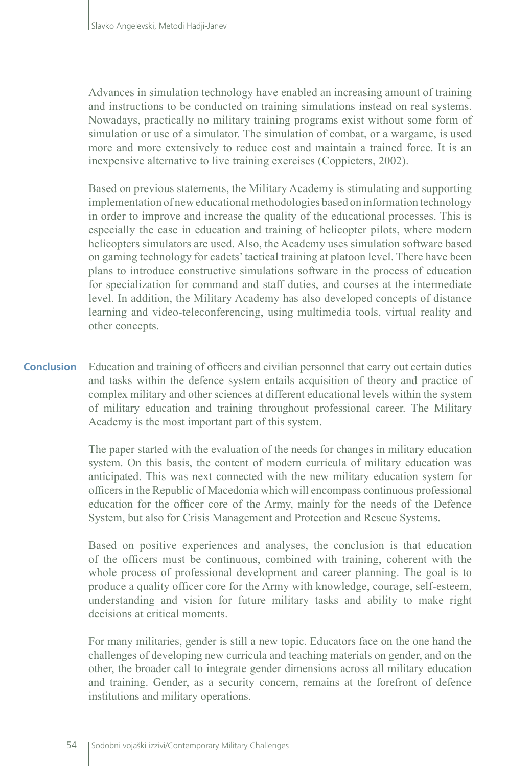Advances in simulation technology have enabled an increasing amount of training and instructions to be conducted on training simulations instead on real systems. Nowadays, practically no military training programs exist without some form of simulation or use of a simulator. The simulation of combat, or a wargame, is used more and more extensively to reduce cost and maintain a trained force. It is an inexpensive alternative to live training exercises (Coppieters, 2002).

Based on previous statements, the Military Academy is stimulating and supporting implementation of new educational methodologies based on information technology in order to improve and increase the quality of the educational processes. This is especially the case in education and training of helicopter pilots, where modern helicopters simulators are used. Also, the Academy uses simulation software based on gaming technology for cadets' tactical training at platoon level. There have been plans to introduce constructive simulations software in the process of education for specialization for command and staff duties, and courses at the intermediate level. In addition, the Military Academy has also developed concepts of distance learning and video-teleconferencing, using multimedia tools, virtual reality and other concepts.

## Conclusion

Education and training of officers and civilian personnel that carry out certain duties and tasks within the defence system entails acquisition of theory and practice of complex military and other sciences at different educational levels within the system of military education and training throughout professional career. The Military Academy is the most important part of this system.

The paper started with the evaluation of the needs for changes in military education system. On this basis, the content of modern curricula of military education was anticipated. This was next connected with the new military education system for officers in the Republic of Macedonia which will encompass continuous professional education for the officer core of the Army, mainly for the needs of the Defence System, but also for Crisis Management and Protection and Rescue Systems.

Based on positive experiences and analyses, the conclusion is that education of the officers must be continuous, combined with training, coherent with the whole process of professional development and career planning. The goal is to produce a quality officer core for the Army with knowledge, courage, self-esteem, understanding and vision for future military tasks and ability to make right decisions at critical moments.

For many militaries, gender is still a new topic. Educators face on the one hand the challenges of developing new curricula and teaching materials on gender, and on the other, the broader call to integrate gender dimensions across all military education and training. Gender, as a security concern, remains at the forefront of defence institutions and military operations.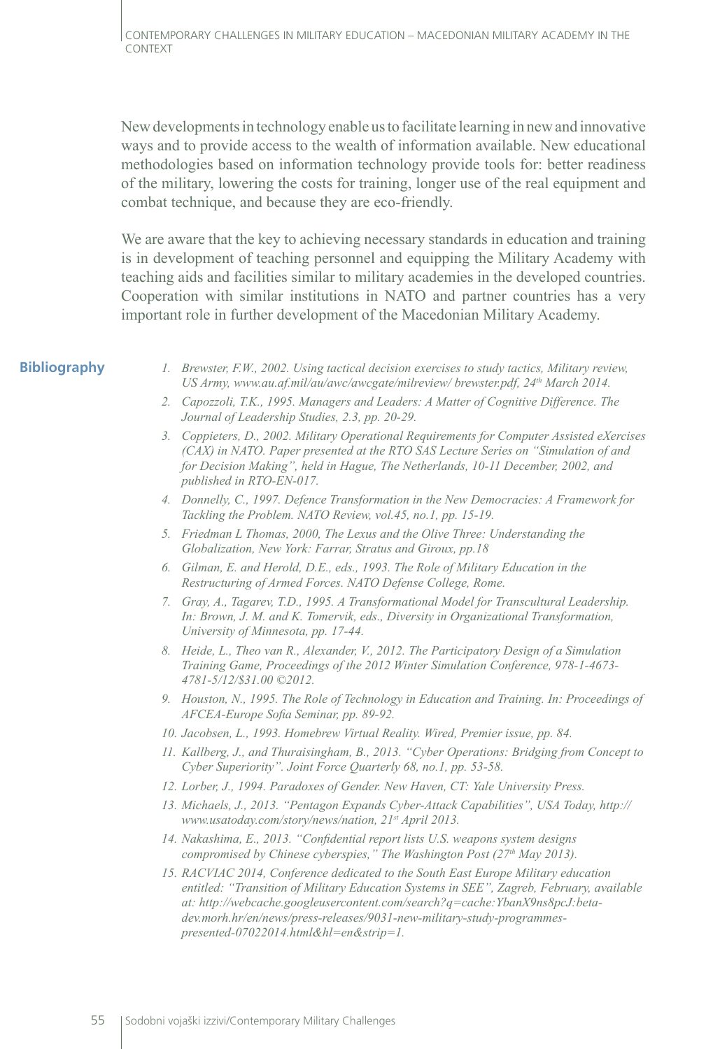New developments in technology enable us to facilitate learning in new and innovative ways and to provide access to the wealth of information available. New educational methodologies based on information technology provide tools for: better readiness of the military, lowering the costs for training, longer use of the real equipment and combat technique, and because they are eco-friendly.

We are aware that the key to achieving necessary standards in education and training is in development of teaching personnel and equipping the Military Academy with teaching aids and facilities similar to military academies in the developed countries. Cooperation with similar institutions in NATO and partner countries has a very important role in further development of the Macedonian Military Academy.

## Bibliography

1. *Brewster, F.W., 2002. Using tactical decision exercises to study tactics, Military review, US Army, www.au.af.mil/au/awc/awcgate/milreview/ brewster.pdf, 24th March 2014.*
2. *Capozzoli, T.K., 1995. Managers and Leaders: A Matter of Cognitive Difference. The Journal of Leadership Studies, 2.3, pp. 20-29.*
3. *Coppieters, D., 2002. Military Operational Requirements for Computer Assisted eXercises (CAX) in NATO. Paper presented at the RTO SAS Lecture Series on "Simulation of and for Decision Making", held in Hague, The Netherlands, 10-11 December, 2002, and published in RTO-EN-017.*
4. *Donnelly, C., 1997. Defence Transformation in the New Democracies: A Framework for Tackling the Problem. NATO Review, vol.45, no.1, pp. 15-19.*
5. *Friedman L Thomas, 2000, The Lexus and the Olive Three: Understanding the Globalization, New York: Farrar, Stratus and Giroux, pp.18*
6. *Gilman, E. and Herold, D.E., eds., 1993. The Role of Military Education in the Restructuring of Armed Forces. NATO Defense College, Rome.*
7. *Gray, A., Tagarev, T.D., 1995. A Transformational Model for Transcultural Leadership. In: Brown, J. M. and K. Tomervik, eds., Diversity in Organizational Transformation, University of Minnesota, pp. 17-44.*
8. *Heide, L., Theo van R., Alexander, V., 2012. The Participatory Design of a Simulation Training Game, Proceedings of the 2012 Winter Simulation Conference, 978-1-4673-4781-5/12/$31.00 ©2012.*
9. *Houston, N., 1995. The Role of Technology in Education and Training. In: Proceedings of AFCEA-Europe Sofia Seminar, pp. 89-92.*
10. *Jacobsen, L., 1993. Homebrew Virtual Reality. Wired, Premier issue, pp. 84.*
11. *Kallberg, J., and Thuraisingham, B., 2013. "Cyber Operations: Bridging from Concept to Cyber Superiority". Joint Force Quarterly 68, no.1, pp. 53-58.*
12. *Lorber, J., 1994. Paradoxes of Gender. New Haven, CT: Yale University Press.*
13. *Michaels, J., 2013. "Pentagon Expands Cyber-Attack Capabilities", USA Today, http://www.usatoday.com/story/news/nation, 21st April 2013.*
14. *Nakashima, E., 2013. "Confidential report lists U.S. weapons system designs compromised by Chinese cyberspies," The Washington Post (27th May 2013).*
15. *RACVIAC 2014, Conference dedicated to the South East Europe Military education entitled: "Transition of Military Education Systems in SEE", Zagreb, February, available at: http://webcache.googleusercontent.com/search?q=cache:YbanX9ns8pcJ:beta-dev.morh.hr/en/news/press-releases/9031-new-military-study-programmes-presented-07022014.html&hl=en&strip=1.*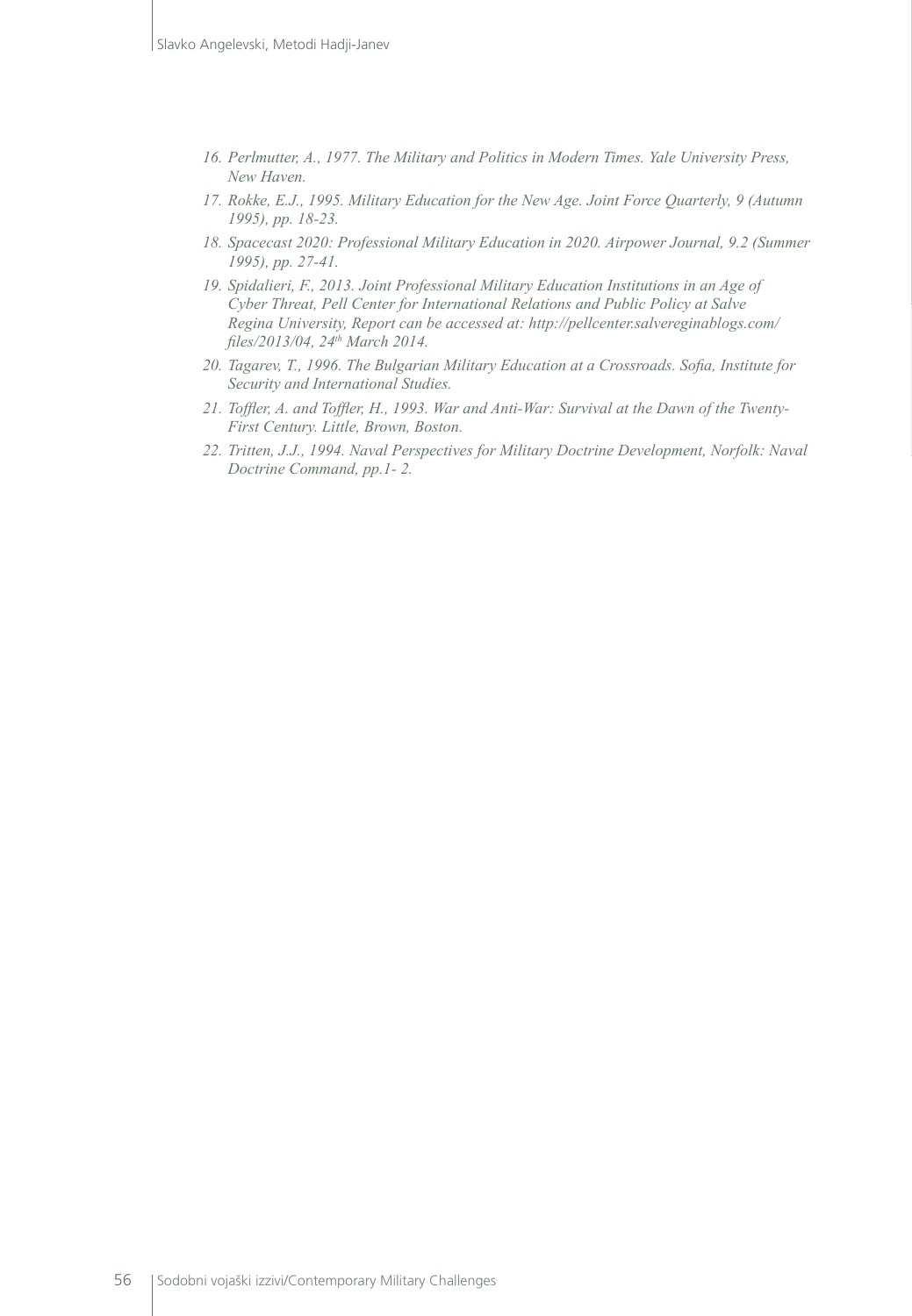16. *Perlmutter, A., 1977. The Military and Politics in Modern Times. Yale University Press, New Haven.*
17. *Rokke, E.J., 1995. Military Education for the New Age. Joint Force Quarterly, 9 (Autumn 1995), pp. 18-23.*
18. *Spacecast 2020: Professional Military Education in 2020. Airpower Journal, 9.2 (Summer 1995), pp. 27-41.*
19. *Spidalieri, F., 2013. Joint Professional Military Education Institutions in an Age of Cyber Threat, Pell Center for International Relations and Public Policy at Salve Regina University, Report can be accessed at: http://pellcenter.salvereginablogs.com/files/2013/04, 24th March 2014.*
20. *Tagarev, T., 1996. The Bulgarian Military Education at a Crossroads. Sofia, Institute for Security and International Studies.*
21. *Toffler, A. and Toffler, H., 1993. War and Anti-War: Survival at the Dawn of the Twenty-First Century. Little, Brown, Boston.*
22. *Tritten, J.J., 1994. Naval Perspectives for Military Doctrine Development, Norfolk: Naval Doctrine Command, pp.1- 2.*